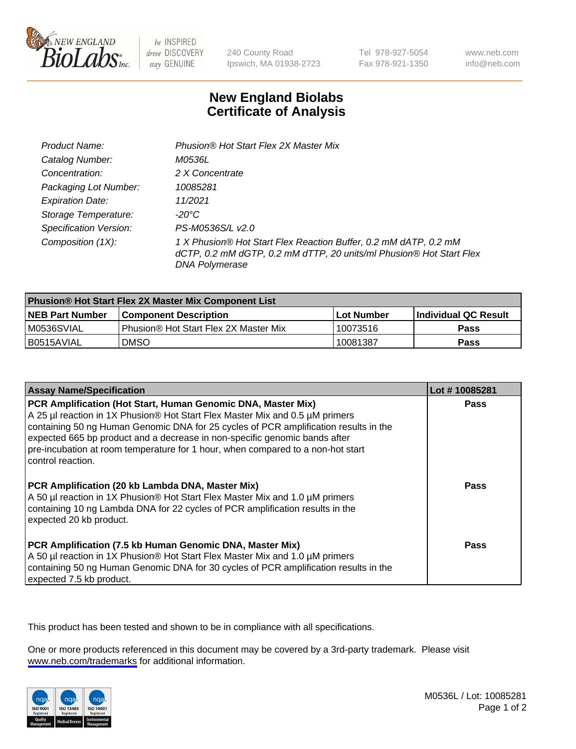# New England Biolabs Certificate of Analysis

| | |
|---|---|
| *Product Name:* | *Phusion® Hot Start Flex 2X Master Mix* |
| *Catalog Number:* | *M0536L* |
| *Concentration:* | *2 X Concentrate* |
| *Packaging Lot Number:* | *10085281* |
| *Expiration Date:* | *11/2021* |
| *Storage Temperature:* | *-20°C* |
| *Specification Version:* | *PS-M0536S/L v2.0* |
| *Composition (1X):* | *1 X Phusion® Hot Start Flex Reaction Buffer, 0.2 mM dATP, 0.2 mM dCTP, 0.2 mM dGTP, 0.2 mM dTTP, 20 units/ml Phusion® Hot Start Flex DNA Polymerase* |

| Phusion® Hot Start Flex 2X Master Mix Component List | | | |
|---|---|---|---|
| **NEB Part Number** | **Component Description** | **Lot Number** | **Individual QC Result** |
| M0536SVIAL | Phusion® Hot Start Flex 2X Master Mix | 10073516 | **Pass** |
| B0515AVIAL | DMSO | 10081387 | **Pass** |

| Assay Name/Specification | Lot # 10085281 |
|---|---|
| **PCR Amplification (Hot Start, Human Genomic DNA, Master Mix)** A 25 µl reaction in 1X Phusion® Hot Start Flex Master Mix and 0.5 µM primers containing 50 ng Human Genomic DNA for 25 cycles of PCR amplification results in the expected 665 bp product and a decrease in non-specific genomic bands after pre-incubation at room temperature for 1 hour, when compared to a non-hot start control reaction. | **Pass** |
| **PCR Amplification (20 kb Lambda DNA, Master Mix)** A 50 µl reaction in 1X Phusion® Hot Start Flex Master Mix and 1.0 µM primers containing 10 ng Lambda DNA for 22 cycles of PCR amplification results in the expected 20 kb product. | **Pass** |
| **PCR Amplification (7.5 kb Human Genomic DNA, Master Mix)** A 50 µl reaction in 1X Phusion® Hot Start Flex Master Mix and 1.0 µM primers containing 50 ng Human Genomic DNA for 30 cycles of PCR amplification results in the expected 7.5 kb product. | **Pass** |

This product has been tested and shown to be in compliance with all specifications.

One or more products referenced in this document may be covered by a 3rd-party trademark. Please visit www.neb.com/trademarks for additional information.

M0536L / Lot: 10085281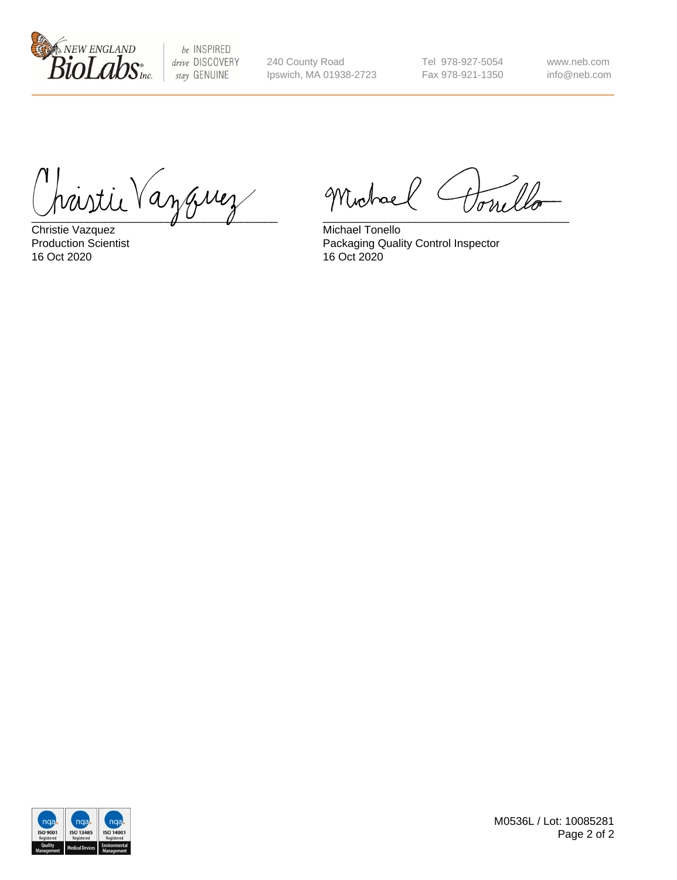be INSPIRED
drive DISCOVERY
stay GENUINE

240 County Road
Ipswich, MA 01938-2723

Tel 978-927-5054
Fax 978-921-1350

www.neb.com
info@neb.com

Christie Vazquez
Production Scientist
16 Oct 2020

Michael Tonello
Packaging Quality Control Inspector
16 Oct 2020

M0536L / Lot: 10085281